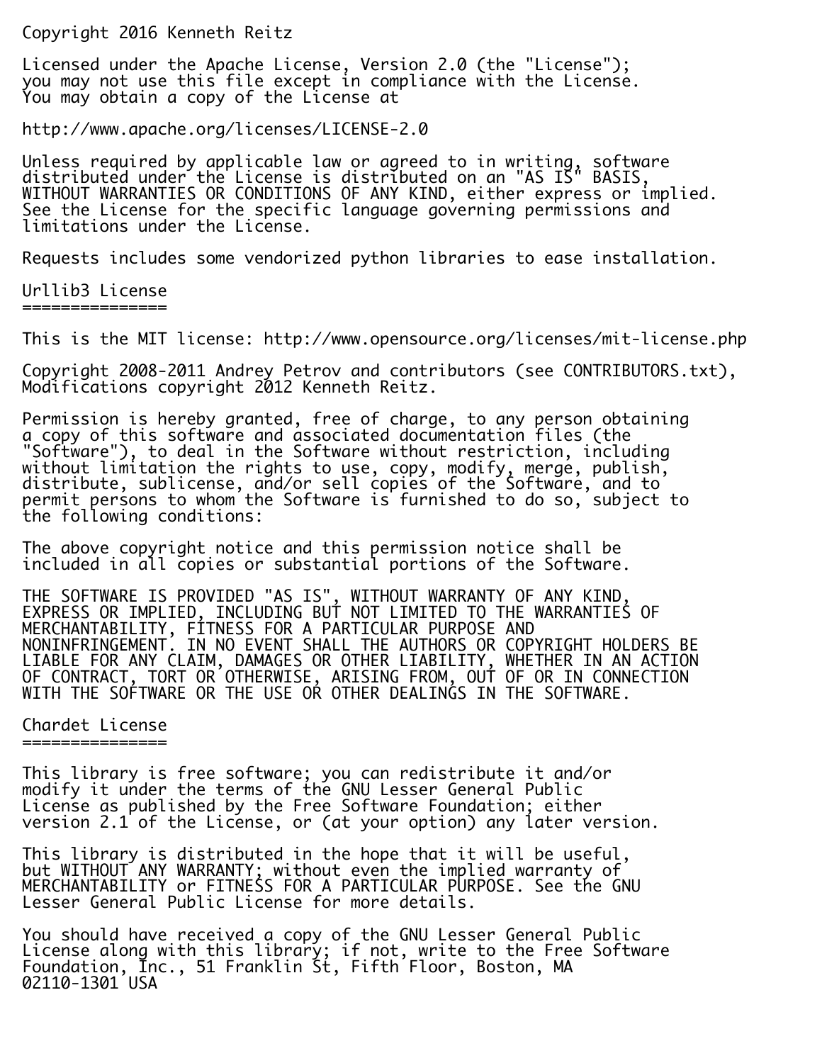Copyright 2016 Kenneth Reitz

Licensed under the Apache License, Version 2.0 (the "License");
you may not use this file except in compliance with the License.
You may obtain a copy of the License at

http://www.apache.org/licenses/LICENSE-2.0

Unless required by applicable law or agreed to in writing, software
distributed under the License is distributed on an "AS IS" BASIS,
WITHOUT WARRANTIES OR CONDITIONS OF ANY KIND, either express or implied.
See the License for the specific language governing permissions and
limitations under the License.

Requests includes some vendorized python libraries to ease installation.

## Urllib3 License

This is the MIT license: http://www.opensource.org/licenses/mit-license.php

Copyright 2008-2011 Andrey Petrov and contributors (see CONTRIBUTORS.txt),
Modifications copyright 2012 Kenneth Reitz.

Permission is hereby granted, free of charge, to any person obtaining
a copy of this software and associated documentation files (the
"Software"), to deal in the Software without restriction, including
without limitation the rights to use, copy, modify, merge, publish,
distribute, sublicense, and/or sell copies of the Software, and to
permit persons to whom the Software is furnished to do so, subject to
the following conditions:

The above copyright notice and this permission notice shall be
included in all copies or substantial portions of the Software.

THE SOFTWARE IS PROVIDED "AS IS", WITHOUT WARRANTY OF ANY KIND,
EXPRESS OR IMPLIED, INCLUDING BUT NOT LIMITED TO THE WARRANTIES OF
MERCHANTABILITY, FITNESS FOR A PARTICULAR PURPOSE AND
NONINFRINGEMENT. IN NO EVENT SHALL THE AUTHORS OR COPYRIGHT HOLDERS BE
LIABLE FOR ANY CLAIM, DAMAGES OR OTHER LIABILITY, WHETHER IN AN ACTION
OF CONTRACT, TORT OR OTHERWISE, ARISING FROM, OUT OF OR IN CONNECTION
WITH THE SOFTWARE OR THE USE OR OTHER DEALINGS IN THE SOFTWARE.

## Chardet License

This library is free software; you can redistribute it and/or
modify it under the terms of the GNU Lesser General Public
License as published by the Free Software Foundation; either
version 2.1 of the License, or (at your option) any later version.

This library is distributed in the hope that it will be useful,
but WITHOUT ANY WARRANTY; without even the implied warranty of
MERCHANTABILITY or FITNESS FOR A PARTICULAR PURPOSE. See the GNU
Lesser General Public License for more details.

You should have received a copy of the GNU Lesser General Public
License along with this library; if not, write to the Free Software
Foundation, Inc., 51 Franklin St, Fifth Floor, Boston, MA
02110-1301 USA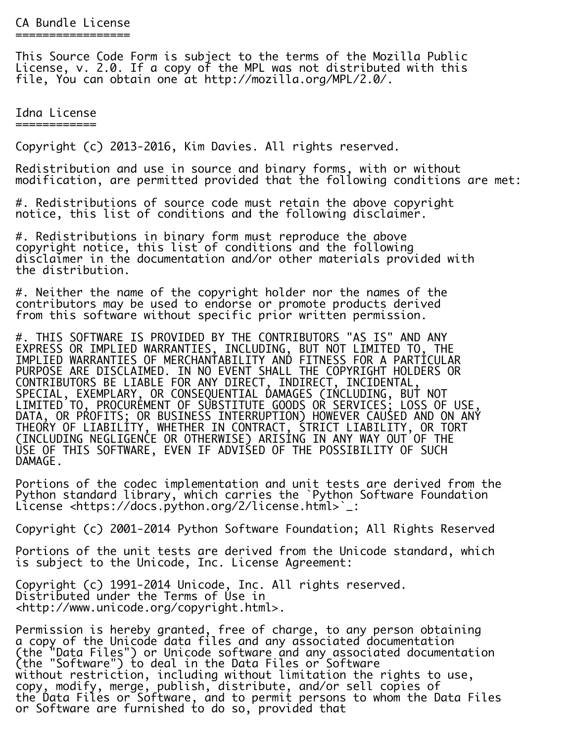## CA Bundle License

This Source Code Form is subject to the terms of the Mozilla Public License, v. 2.0. If a copy of the MPL was not distributed with this file, You can obtain one at http://mozilla.org/MPL/2.0/.

## Idna License

Copyright (c) 2013-2016, Kim Davies. All rights reserved.

Redistribution and use in source and binary forms, with or without modification, are permitted provided that the following conditions are met:

#. Redistributions of source code must retain the above copyright notice, this list of conditions and the following disclaimer.

#. Redistributions in binary form must reproduce the above copyright notice, this list of conditions and the following disclaimer in the documentation and/or other materials provided with the distribution.

#. Neither the name of the copyright holder nor the names of the contributors may be used to endorse or promote products derived from this software without specific prior written permission.

#. THIS SOFTWARE IS PROVIDED BY THE CONTRIBUTORS "AS IS" AND ANY EXPRESS OR IMPLIED WARRANTIES, INCLUDING, BUT NOT LIMITED TO, THE IMPLIED WARRANTIES OF MERCHANTABILITY AND FITNESS FOR A PARTICULAR PURPOSE ARE DISCLAIMED. IN NO EVENT SHALL THE COPYRIGHT HOLDERS OR CONTRIBUTORS BE LIABLE FOR ANY DIRECT, INDIRECT, INCIDENTAL, SPECIAL, EXEMPLARY, OR CONSEQUENTIAL DAMAGES (INCLUDING, BUT NOT LIMITED TO, PROCUREMENT OF SUBSTITUTE GOODS OR SERVICES; LOSS OF USE, DATA, OR PROFITS; OR BUSINESS INTERRUPTION) HOWEVER CAUSED AND ON ANY THEORY OF LIABILITY, WHETHER IN CONTRACT, STRICT LIABILITY, OR TORT (INCLUDING NEGLIGENCE OR OTHERWISE) ARISING IN ANY WAY OUT OF THE USE OF THIS SOFTWARE, EVEN IF ADVISED OF THE POSSIBILITY OF SUCH DAMAGE.

Portions of the codec implementation and unit tests are derived from the Python standard library, which carries the `Python Software Foundation License <https://docs.python.org/2/license.html>`_:

Copyright (c) 2001-2014 Python Software Foundation; All Rights Reserved

Portions of the unit tests are derived from the Unicode standard, which is subject to the Unicode, Inc. License Agreement:

Copyright (c) 1991-2014 Unicode, Inc. All rights reserved.
Distributed under the Terms of Use in
<http://www.unicode.org/copyright.html>.

Permission is hereby granted, free of charge, to any person obtaining a copy of the Unicode data files and any associated documentation (the "Data Files") or Unicode software and any associated documentation (the "Software") to deal in the Data Files or Software without restriction, including without limitation the rights to use, copy, modify, merge, publish, distribute, and/or sell copies of the Data Files or Software, and to permit persons to whom the Data Files or Software are furnished to do so, provided that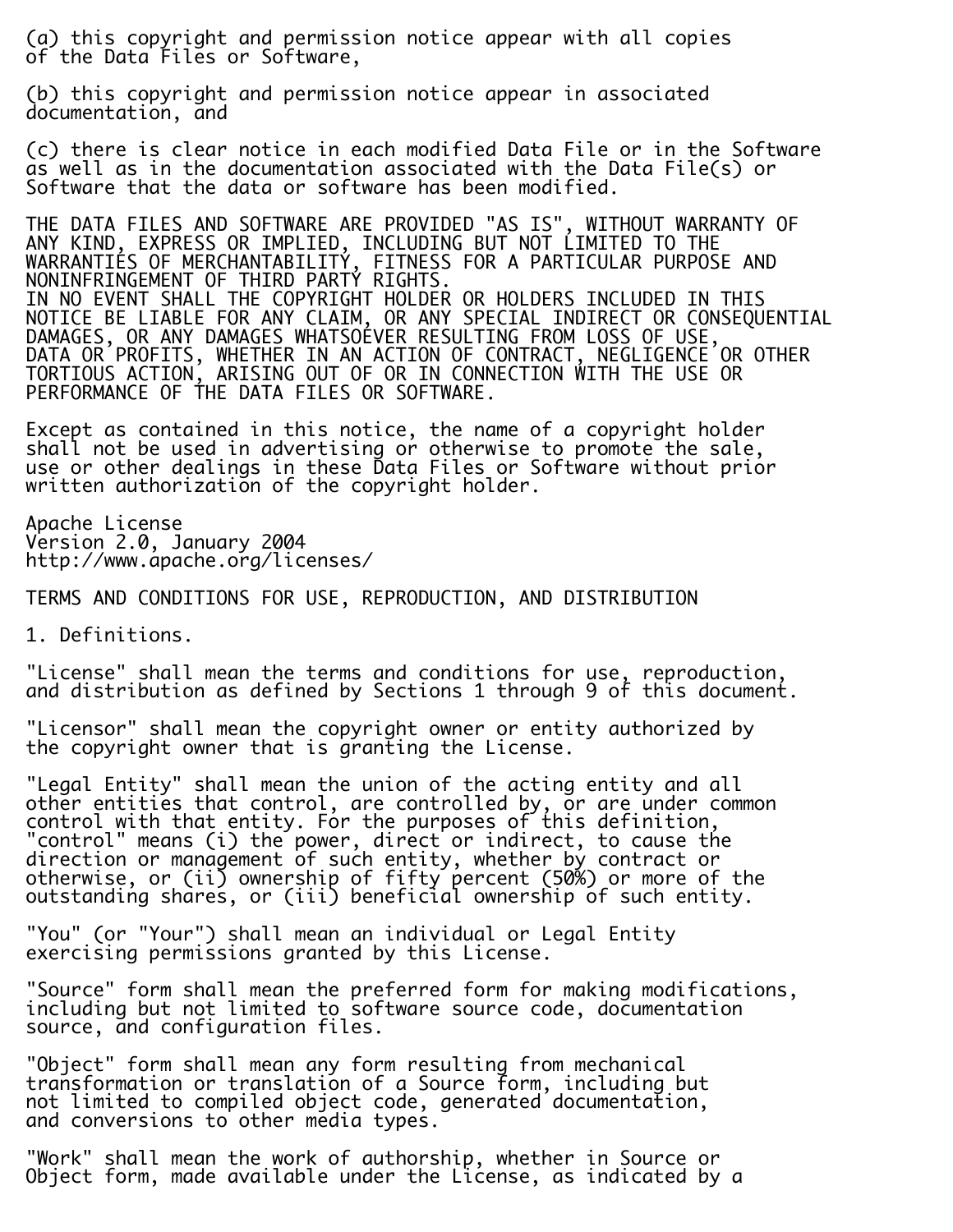(a) this copyright and permission notice appear with all copies
of the Data Files or Software,

(b) this copyright and permission notice appear in associated
documentation, and

(c) there is clear notice in each modified Data File or in the Software
as well as in the documentation associated with the Data File(s) or
Software that the data or software has been modified.

THE DATA FILES AND SOFTWARE ARE PROVIDED "AS IS", WITHOUT WARRANTY OF
ANY KIND, EXPRESS OR IMPLIED, INCLUDING BUT NOT LIMITED TO THE
WARRANTIES OF MERCHANTABILITY, FITNESS FOR A PARTICULAR PURPOSE AND
NONINFRINGEMENT OF THIRD PARTY RIGHTS.
IN NO EVENT SHALL THE COPYRIGHT HOLDER OR HOLDERS INCLUDED IN THIS
NOTICE BE LIABLE FOR ANY CLAIM, OR ANY SPECIAL INDIRECT OR CONSEQUENTIAL
DAMAGES, OR ANY DAMAGES WHATSOEVER RESULTING FROM LOSS OF USE,
DATA OR PROFITS, WHETHER IN AN ACTION OF CONTRACT, NEGLIGENCE OR OTHER
TORTIOUS ACTION, ARISING OUT OF OR IN CONNECTION WITH THE USE OR
PERFORMANCE OF THE DATA FILES OR SOFTWARE.

Except as contained in this notice, the name of a copyright holder
shall not be used in advertising or otherwise to promote the sale,
use or other dealings in these Data Files or Software without prior
written authorization of the copyright holder.

Apache License
Version 2.0, January 2004
http://www.apache.org/licenses/

TERMS AND CONDITIONS FOR USE, REPRODUCTION, AND DISTRIBUTION

1. Definitions.

"License" shall mean the terms and conditions for use, reproduction,
and distribution as defined by Sections 1 through 9 of this document.

"Licensor" shall mean the copyright owner or entity authorized by
the copyright owner that is granting the License.

"Legal Entity" shall mean the union of the acting entity and all
other entities that control, are controlled by, or are under common
control with that entity. For the purposes of this definition,
"control" means (i) the power, direct or indirect, to cause the
direction or management of such entity, whether by contract or
otherwise, or (ii) ownership of fifty percent (50%) or more of the
outstanding shares, or (iii) beneficial ownership of such entity.

"You" (or "Your") shall mean an individual or Legal Entity
exercising permissions granted by this License.

"Source" form shall mean the preferred form for making modifications,
including but not limited to software source code, documentation
source, and configuration files.

"Object" form shall mean any form resulting from mechanical
transformation or translation of a Source form, including but
not limited to compiled object code, generated documentation,
and conversions to other media types.

"Work" shall mean the work of authorship, whether in Source or
Object form, made available under the License, as indicated by a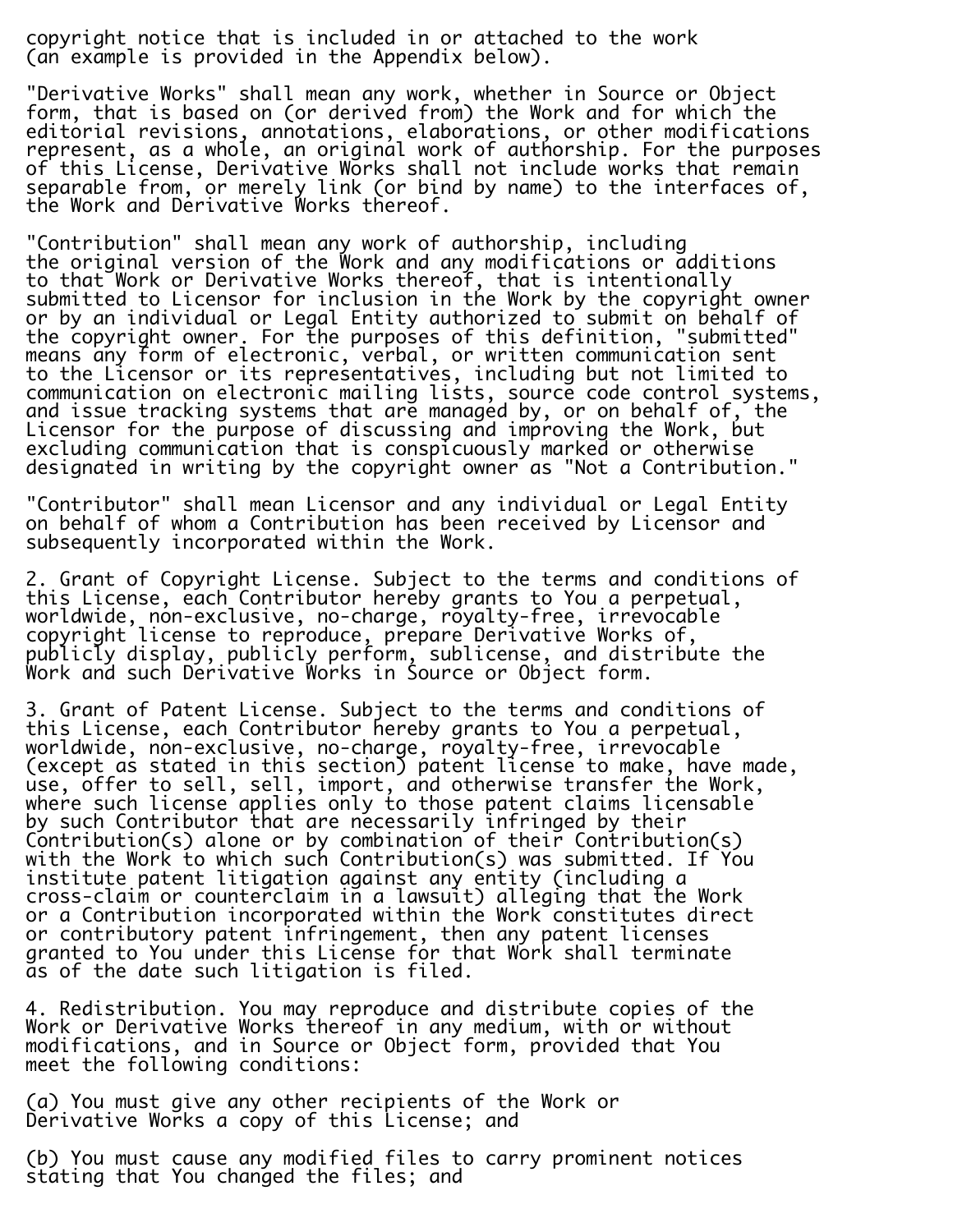copyright notice that is included in or attached to the work
(an example is provided in the Appendix below).

"Derivative Works" shall mean any work, whether in Source or Object form, that is based on (or derived from) the Work and for which the editorial revisions, annotations, elaborations, or other modifications represent, as a whole, an original work of authorship. For the purposes of this License, Derivative Works shall not include works that remain separable from, or merely link (or bind by name) to the interfaces of, the Work and Derivative Works thereof.

"Contribution" shall mean any work of authorship, including the original version of the Work and any modifications or additions to that Work or Derivative Works thereof, that is intentionally submitted to Licensor for inclusion in the Work by the copyright owner or by an individual or Legal Entity authorized to submit on behalf of the copyright owner. For the purposes of this definition, "submitted" means any form of electronic, verbal, or written communication sent to the Licensor or its representatives, including but not limited to communication on electronic mailing lists, source code control systems, and issue tracking systems that are managed by, or on behalf of, the Licensor for the purpose of discussing and improving the Work, but excluding communication that is conspicuously marked or otherwise designated in writing by the copyright owner as "Not a Contribution."

"Contributor" shall mean Licensor and any individual or Legal Entity on behalf of whom a Contribution has been received by Licensor and subsequently incorporated within the Work.

2. Grant of Copyright License. Subject to the terms and conditions of this License, each Contributor hereby grants to You a perpetual, worldwide, non-exclusive, no-charge, royalty-free, irrevocable copyright license to reproduce, prepare Derivative Works of, publicly display, publicly perform, sublicense, and distribute the Work and such Derivative Works in Source or Object form.

3. Grant of Patent License. Subject to the terms and conditions of this License, each Contributor hereby grants to You a perpetual, worldwide, non-exclusive, no-charge, royalty-free, irrevocable (except as stated in this section) patent license to make, have made, use, offer to sell, sell, import, and otherwise transfer the Work, where such license applies only to those patent claims licensable by such Contributor that are necessarily infringed by their Contribution(s) alone or by combination of their Contribution(s) with the Work to which such Contribution(s) was submitted. If You institute patent litigation against any entity (including a cross-claim or counterclaim in a lawsuit) alleging that the Work or a Contribution incorporated within the Work constitutes direct or contributory patent infringement, then any patent licenses granted to You under this License for that Work shall terminate as of the date such litigation is filed.

4. Redistribution. You may reproduce and distribute copies of the Work or Derivative Works thereof in any medium, with or without modifications, and in Source or Object form, provided that You meet the following conditions:

(a) You must give any other recipients of the Work or Derivative Works a copy of this License; and

(b) You must cause any modified files to carry prominent notices stating that You changed the files; and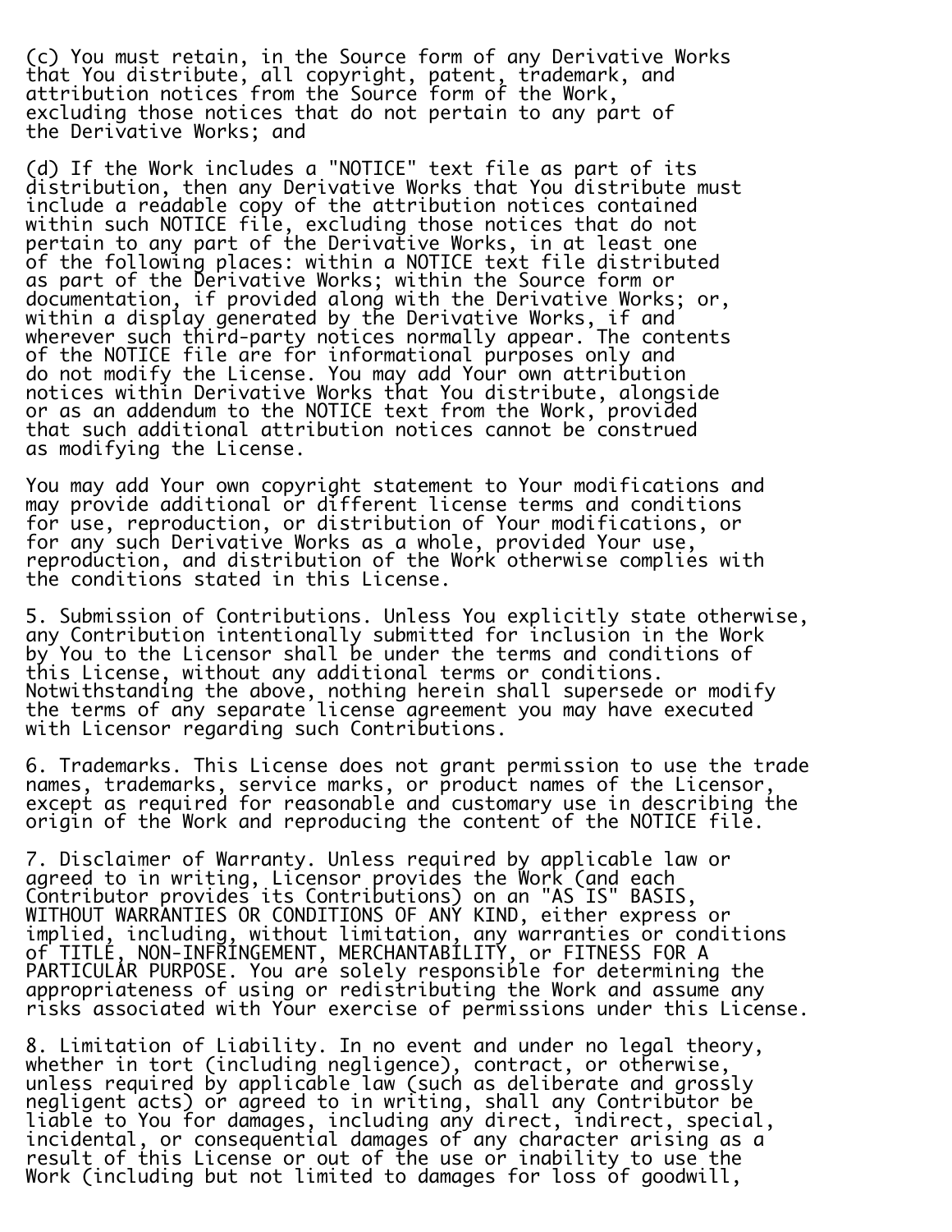(c) You must retain, in the Source form of any Derivative Works that You distribute, all copyright, patent, trademark, and attribution notices from the Source form of the Work, excluding those notices that do not pertain to any part of the Derivative Works; and

(d) If the Work includes a "NOTICE" text file as part of its distribution, then any Derivative Works that You distribute must include a readable copy of the attribution notices contained within such NOTICE file, excluding those notices that do not pertain to any part of the Derivative Works, in at least one of the following places: within a NOTICE text file distributed as part of the Derivative Works; within the Source form or documentation, if provided along with the Derivative Works; or, within a display generated by the Derivative Works, if and wherever such third-party notices normally appear. The contents of the NOTICE file are for informational purposes only and do not modify the License. You may add Your own attribution notices within Derivative Works that You distribute, alongside or as an addendum to the NOTICE text from the Work, provided that such additional attribution notices cannot be construed as modifying the License.

You may add Your own copyright statement to Your modifications and may provide additional or different license terms and conditions for use, reproduction, or distribution of Your modifications, or for any such Derivative Works as a whole, provided Your use, reproduction, and distribution of the Work otherwise complies with the conditions stated in this License.

5. Submission of Contributions. Unless You explicitly state otherwise, any Contribution intentionally submitted for inclusion in the Work by You to the Licensor shall be under the terms and conditions of this License, without any additional terms or conditions. Notwithstanding the above, nothing herein shall supersede or modify the terms of any separate license agreement you may have executed with Licensor regarding such Contributions.

6. Trademarks. This License does not grant permission to use the trade names, trademarks, service marks, or product names of the Licensor, except as required for reasonable and customary use in describing the origin of the Work and reproducing the content of the NOTICE file.

7. Disclaimer of Warranty. Unless required by applicable law or agreed to in writing, Licensor provides the Work (and each Contributor provides its Contributions) on an "AS IS" BASIS, WITHOUT WARRANTIES OR CONDITIONS OF ANY KIND, either express or implied, including, without limitation, any warranties or conditions of TITLE, NON-INFRINGEMENT, MERCHANTABILITY, or FITNESS FOR A PARTICULAR PURPOSE. You are solely responsible for determining the appropriateness of using or redistributing the Work and assume any risks associated with Your exercise of permissions under this License.

8. Limitation of Liability. In no event and under no legal theory, whether in tort (including negligence), contract, or otherwise, unless required by applicable law (such as deliberate and grossly negligent acts) or agreed to in writing, shall any Contributor be liable to You for damages, including any direct, indirect, special, incidental, or consequential damages of any character arising as a result of this License or out of the use or inability to use the Work (including but not limited to damages for loss of goodwill,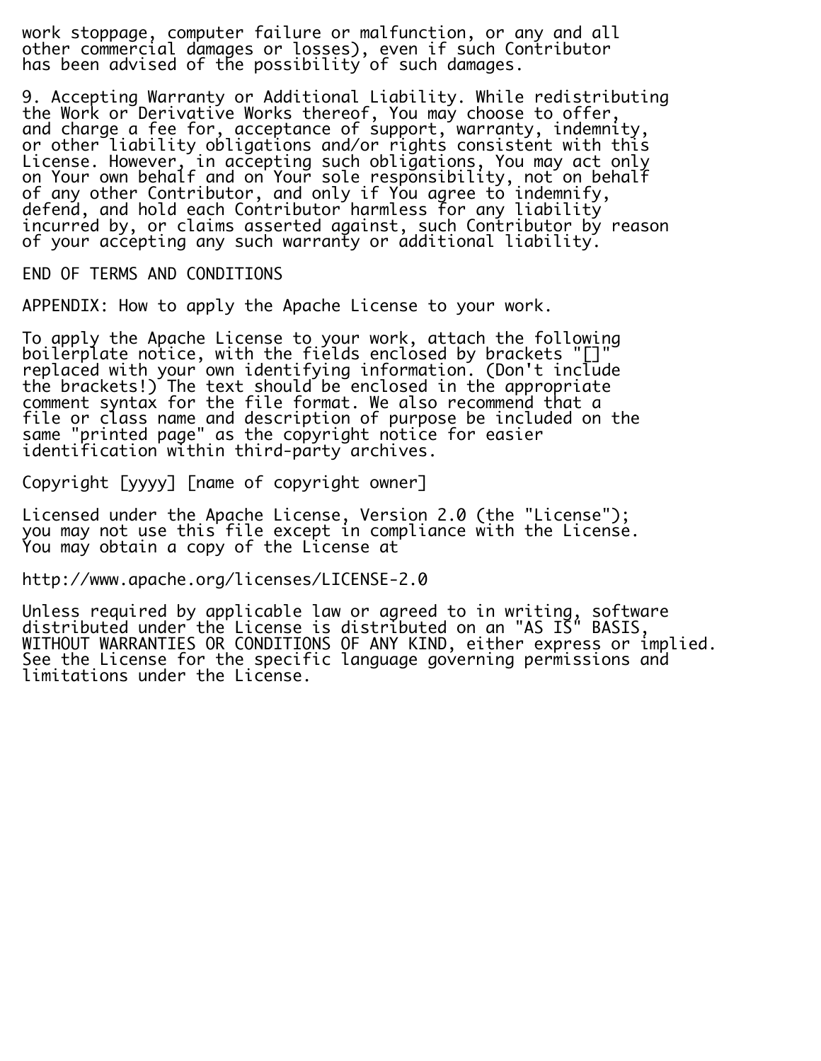work stoppage, computer failure or malfunction, or any and all other commercial damages or losses), even if such Contributor has been advised of the possibility of such damages.

9. Accepting Warranty or Additional Liability. While redistributing the Work or Derivative Works thereof, You may choose to offer, and charge a fee for, acceptance of support, warranty, indemnity, or other liability obligations and/or rights consistent with this License. However, in accepting such obligations, You may act only on Your own behalf and on Your sole responsibility, not on behalf of any other Contributor, and only if You agree to indemnify, defend, and hold each Contributor harmless for any liability incurred by, or claims asserted against, such Contributor by reason of your accepting any such warranty or additional liability.

END OF TERMS AND CONDITIONS

APPENDIX: How to apply the Apache License to your work.

To apply the Apache License to your work, attach the following boilerplate notice, with the fields enclosed by brackets "[]" replaced with your own identifying information. (Don't include the brackets!) The text should be enclosed in the appropriate comment syntax for the file format. We also recommend that a file or class name and description of purpose be included on the same "printed page" as the copyright notice for easier identification within third-party archives.

Copyright [yyyy] [name of copyright owner]

Licensed under the Apache License, Version 2.0 (the "License"); you may not use this file except in compliance with the License. You may obtain a copy of the License at

http://www.apache.org/licenses/LICENSE-2.0

Unless required by applicable law or agreed to in writing, software distributed under the License is distributed on an "AS IS" BASIS, WITHOUT WARRANTIES OR CONDITIONS OF ANY KIND, either express or implied. See the License for the specific language governing permissions and limitations under the License.